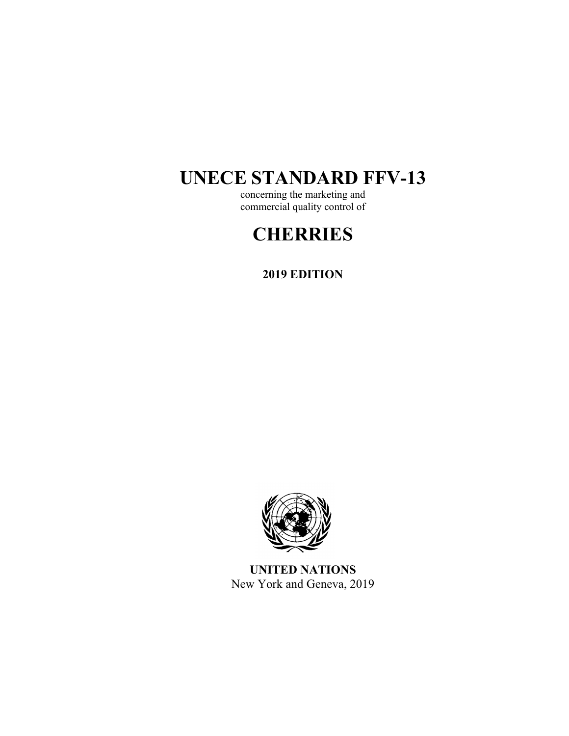# UNECE STANDARD FFV-13

concerning the marketing and
commercial quality control of

# CHERRIES

**2019 EDITION**

**UNITED NATIONS**
New York and Geneva, 2019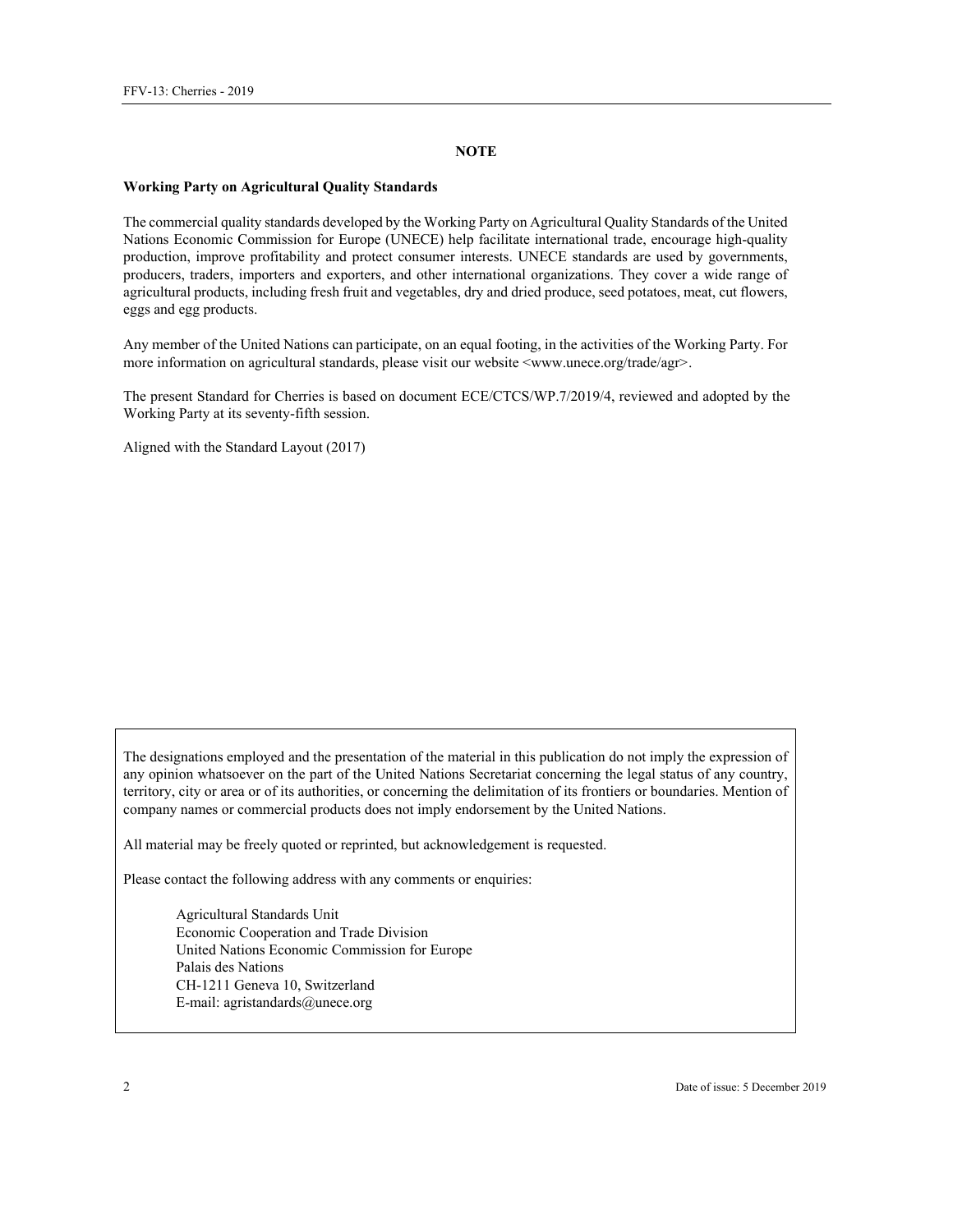## NOTE

**Working Party on Agricultural Quality Standards**

The commercial quality standards developed by the Working Party on Agricultural Quality Standards of the United Nations Economic Commission for Europe (UNECE) help facilitate international trade, encourage high-quality production, improve profitability and protect consumer interests. UNECE standards are used by governments, producers, traders, importers and exporters, and other international organizations. They cover a wide range of agricultural products, including fresh fruit and vegetables, dry and dried produce, seed potatoes, meat, cut flowers, eggs and egg products.

Any member of the United Nations can participate, on an equal footing, in the activities of the Working Party. For more information on agricultural standards, please visit our website <www.unece.org/trade/agr>.

The present Standard for Cherries is based on document ECE/CTCS/WP.7/2019/4, reviewed and adopted by the Working Party at its seventy-fifth session.

Aligned with the Standard Layout (2017)

The designations employed and the presentation of the material in this publication do not imply the expression of any opinion whatsoever on the part of the United Nations Secretariat concerning the legal status of any country, territory, city or area or of its authorities, or concerning the delimitation of its frontiers or boundaries. Mention of company names or commercial products does not imply endorsement by the United Nations.

All material may be freely quoted or reprinted, but acknowledgement is requested.

Please contact the following address with any comments or enquiries:

Agricultural Standards Unit
Economic Cooperation and Trade Division
United Nations Economic Commission for Europe
Palais des Nations
CH-1211 Geneva 10, Switzerland
E-mail: agristandards@unece.org

Date of issue: 5 December 2019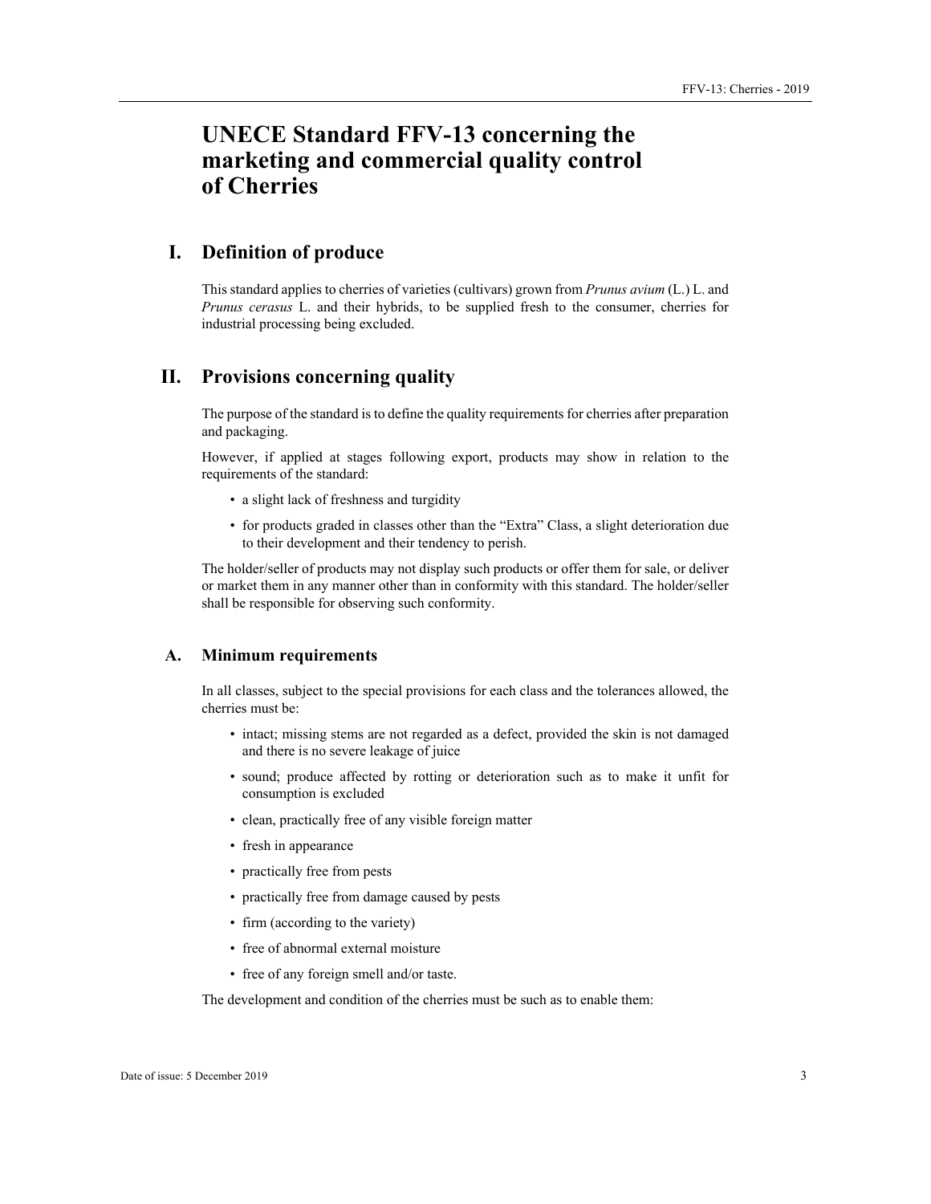# UNECE Standard FFV-13 concerning the marketing and commercial quality control of Cherries

## I. Definition of produce

This standard applies to cherries of varieties (cultivars) grown from *Prunus avium* (L.) L. and *Prunus cerasus* L. and their hybrids, to be supplied fresh to the consumer, cherries for industrial processing being excluded.

## II. Provisions concerning quality

The purpose of the standard is to define the quality requirements for cherries after preparation and packaging.

However, if applied at stages following export, products may show in relation to the requirements of the standard:

- a slight lack of freshness and turgidity
- for products graded in classes other than the "Extra" Class, a slight deterioration due to their development and their tendency to perish.

The holder/seller of products may not display such products or offer them for sale, or deliver or market them in any manner other than in conformity with this standard. The holder/seller shall be responsible for observing such conformity.

### A. Minimum requirements

In all classes, subject to the special provisions for each class and the tolerances allowed, the cherries must be:

- intact; missing stems are not regarded as a defect, provided the skin is not damaged and there is no severe leakage of juice
- sound; produce affected by rotting or deterioration such as to make it unfit for consumption is excluded
- clean, practically free of any visible foreign matter
- fresh in appearance
- practically free from pests
- practically free from damage caused by pests
- firm (according to the variety)
- free of abnormal external moisture
- free of any foreign smell and/or taste.

The development and condition of the cherries must be such as to enable them: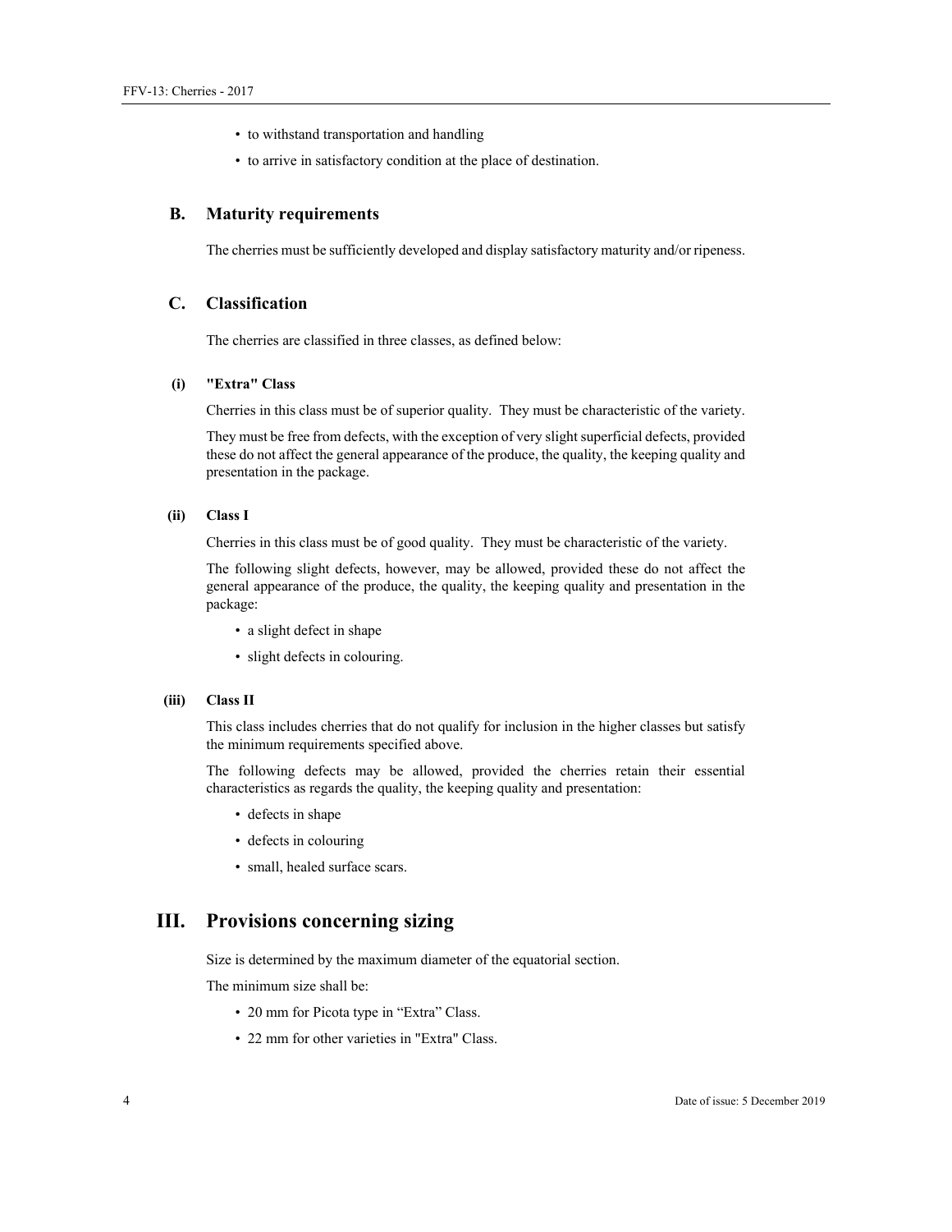- to withstand transportation and handling
- to arrive in satisfactory condition at the place of destination.

## B. Maturity requirements

The cherries must be sufficiently developed and display satisfactory maturity and/or ripeness.

## C. Classification

The cherries are classified in three classes, as defined below:

### (i) "Extra" Class

Cherries in this class must be of superior quality. They must be characteristic of the variety.

They must be free from defects, with the exception of very slight superficial defects, provided these do not affect the general appearance of the produce, the quality, the keeping quality and presentation in the package.

### (ii) Class I

Cherries in this class must be of good quality. They must be characteristic of the variety.

The following slight defects, however, may be allowed, provided these do not affect the general appearance of the produce, the quality, the keeping quality and presentation in the package:

- a slight defect in shape
- slight defects in colouring.

### (iii) Class II

This class includes cherries that do not qualify for inclusion in the higher classes but satisfy the minimum requirements specified above.

The following defects may be allowed, provided the cherries retain their essential characteristics as regards the quality, the keeping quality and presentation:

- defects in shape
- defects in colouring
- small, healed surface scars.

# III. Provisions concerning sizing

Size is determined by the maximum diameter of the equatorial section.

The minimum size shall be:

- 20 mm for Picota type in "Extra" Class.
- 22 mm for other varieties in "Extra" Class.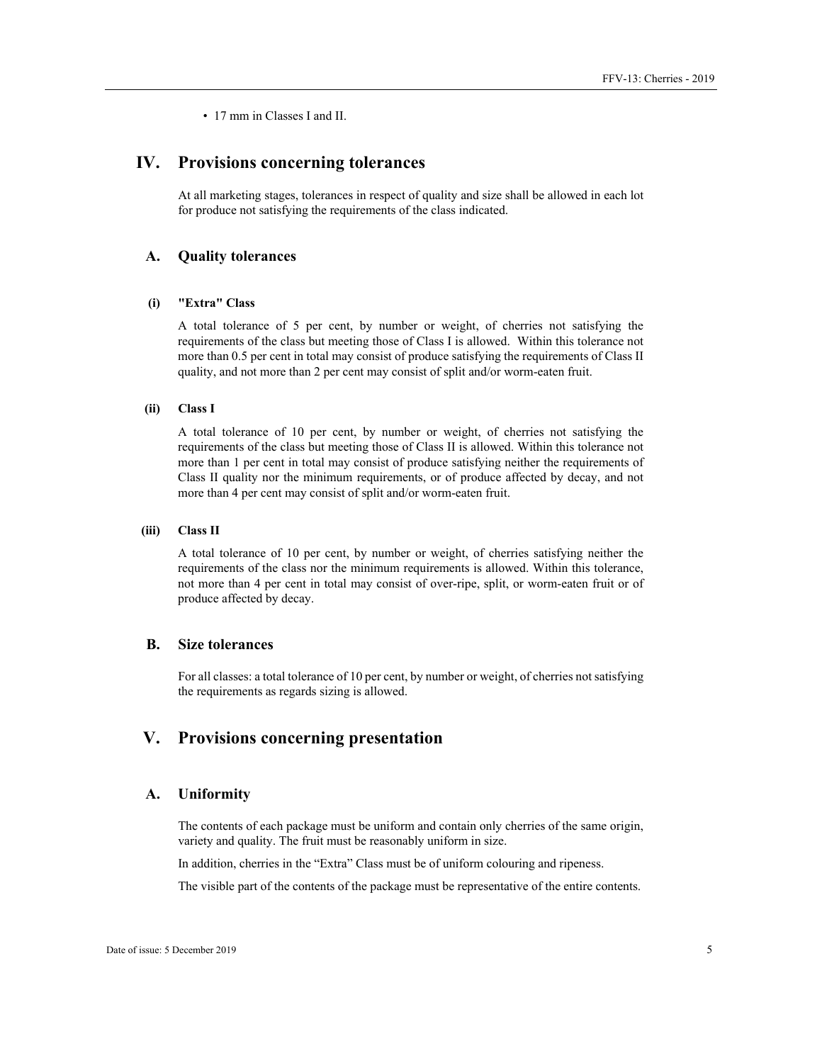- 17 mm in Classes I and II.

# IV. Provisions concerning tolerances

At all marketing stages, tolerances in respect of quality and size shall be allowed in each lot for produce not satisfying the requirements of the class indicated.

## A. Quality tolerances

### (i) "Extra" Class

A total tolerance of 5 per cent, by number or weight, of cherries not satisfying the requirements of the class but meeting those of Class I is allowed. Within this tolerance not more than 0.5 per cent in total may consist of produce satisfying the requirements of Class II quality, and not more than 2 per cent may consist of split and/or worm-eaten fruit.

### (ii) Class I

A total tolerance of 10 per cent, by number or weight, of cherries not satisfying the requirements of the class but meeting those of Class II is allowed. Within this tolerance not more than 1 per cent in total may consist of produce satisfying neither the requirements of Class II quality nor the minimum requirements, or of produce affected by decay, and not more than 4 per cent may consist of split and/or worm-eaten fruit.

### (iii) Class II

A total tolerance of 10 per cent, by number or weight, of cherries satisfying neither the requirements of the class nor the minimum requirements is allowed. Within this tolerance, not more than 4 per cent in total may consist of over-ripe, split, or worm-eaten fruit or of produce affected by decay.

## B. Size tolerances

For all classes: a total tolerance of 10 per cent, by number or weight, of cherries not satisfying the requirements as regards sizing is allowed.

# V. Provisions concerning presentation

## A. Uniformity

The contents of each package must be uniform and contain only cherries of the same origin, variety and quality. The fruit must be reasonably uniform in size.

In addition, cherries in the "Extra" Class must be of uniform colouring and ripeness.

The visible part of the contents of the package must be representative of the entire contents.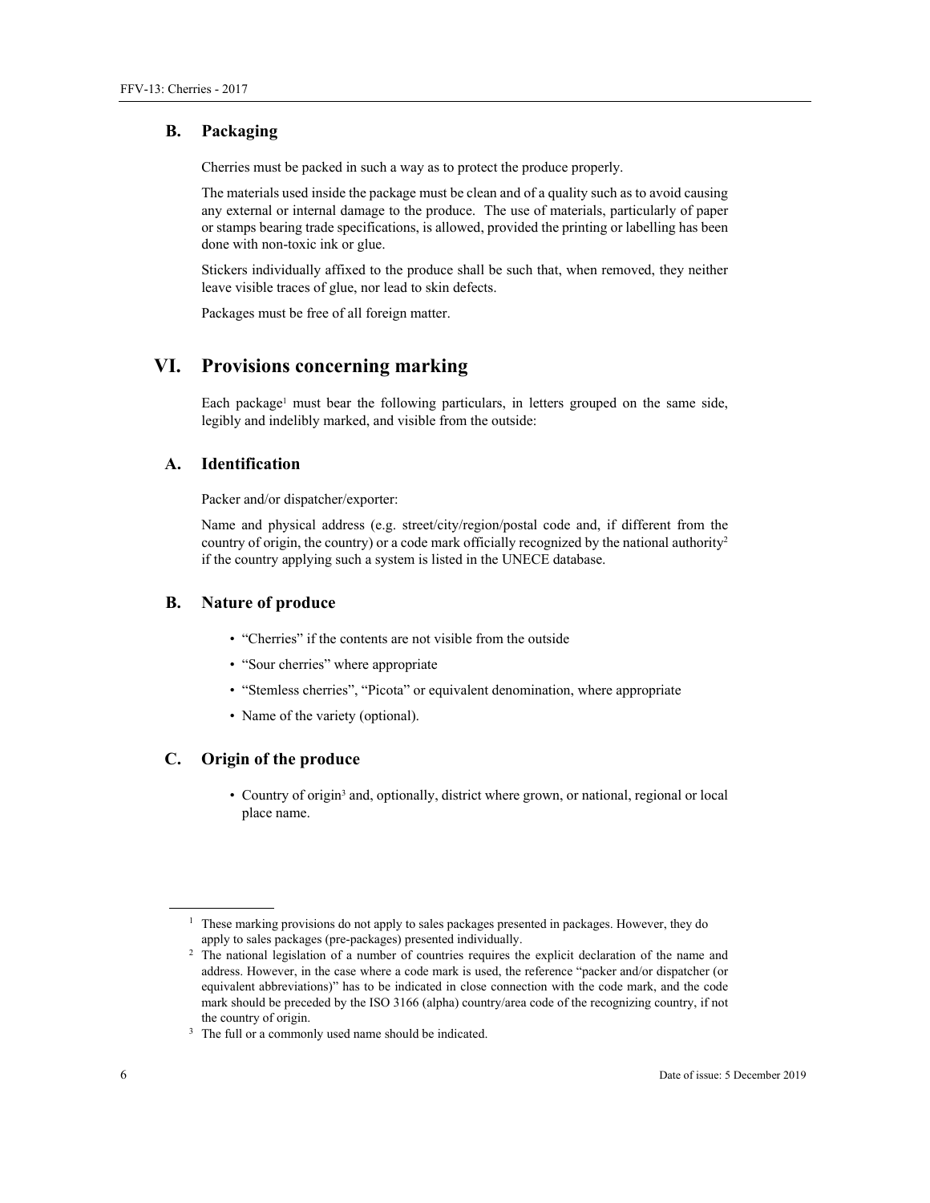### B. Packaging

Cherries must be packed in such a way as to protect the produce properly.

The materials used inside the package must be clean and of a quality such as to avoid causing any external or internal damage to the produce. The use of materials, particularly of paper or stamps bearing trade specifications, is allowed, provided the printing or labelling has been done with non-toxic ink or glue.

Stickers individually affixed to the produce shall be such that, when removed, they neither leave visible traces of glue, nor lead to skin defects.

Packages must be free of all foreign matter.

## VI. Provisions concerning marking

Each package[1] must bear the following particulars, in letters grouped on the same side, legibly and indelibly marked, and visible from the outside:

### A. Identification

Packer and/or dispatcher/exporter:

Name and physical address (e.g. street/city/region/postal code and, if different from the country of origin, the country) or a code mark officially recognized by the national authority[2] if the country applying such a system is listed in the UNECE database.

### B. Nature of produce

- "Cherries" if the contents are not visible from the outside
- "Sour cherries" where appropriate
- "Stemless cherries", "Picota" or equivalent denomination, where appropriate
- Name of the variety (optional).

### C. Origin of the produce

- Country of origin[3] and, optionally, district where grown, or national, regional or local place name.

---

[1] These marking provisions do not apply to sales packages presented in packages. However, they do apply to sales packages (pre-packages) presented individually.

[2] The national legislation of a number of countries requires the explicit declaration of the name and address. However, in the case where a code mark is used, the reference "packer and/or dispatcher (or equivalent abbreviations)" has to be indicated in close connection with the code mark, and the code mark should be preceded by the ISO 3166 (alpha) country/area code of the recognizing country, if not the country of origin.

[3] The full or a commonly used name should be indicated.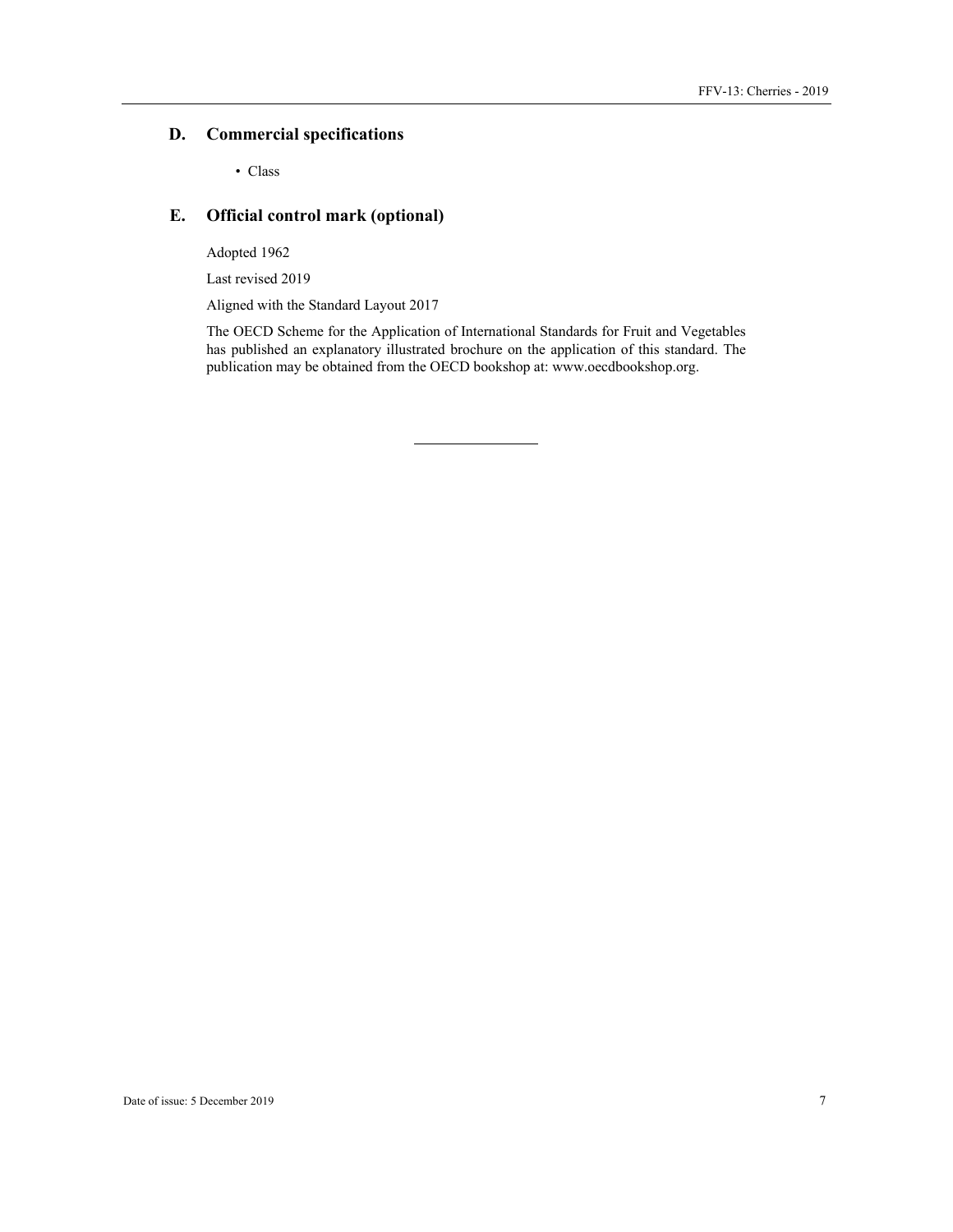## D. Commercial specifications

- Class

## E. Official control mark (optional)

Adopted 1962

Last revised 2019

Aligned with the Standard Layout 2017

The OECD Scheme for the Application of International Standards for Fruit and Vegetables has published an explanatory illustrated brochure on the application of this standard. The publication may be obtained from the OECD bookshop at: www.oecdbookshop.org.

---